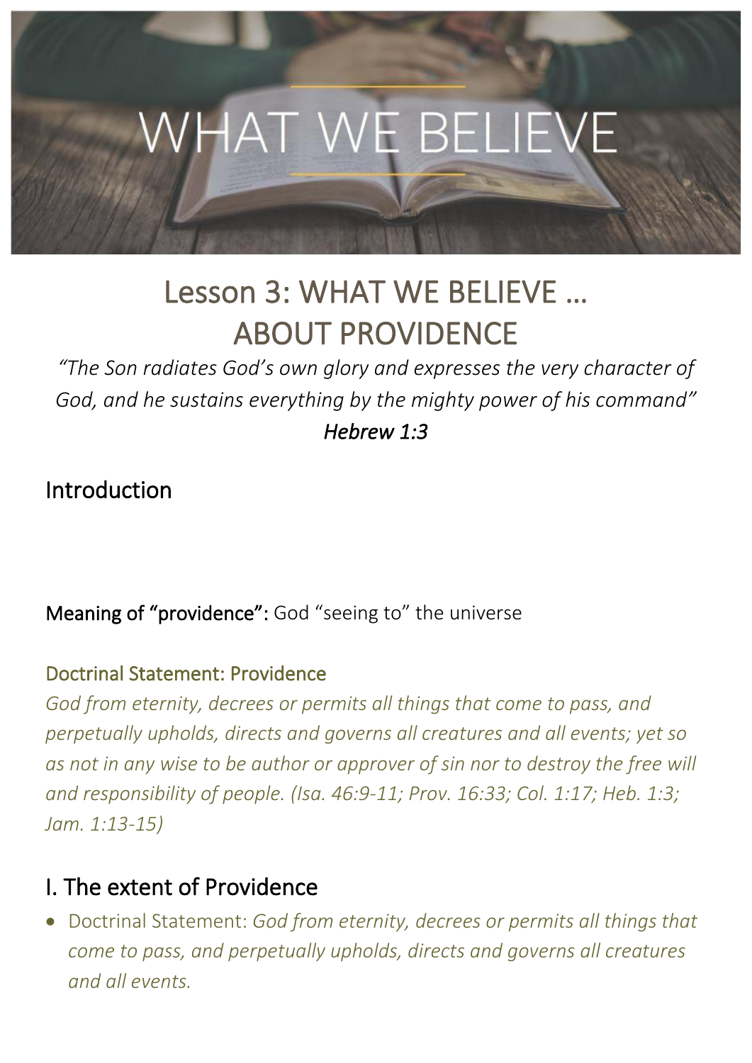# Lesson 3: WHAT WE BELIEVE … ABOUT PROVIDENCE

*"The Son radiates God's own glory and expresses the very character of God, and he sustains everything by the mighty power of his command"*
***Hebrew 1:3***

## Introduction

**Meaning of "providence":** God "seeing to" the universe

### Doctrinal Statement: Providence

*God from eternity, decrees or permits all things that come to pass, and perpetually upholds, directs and governs all creatures and all events; yet so as not in any wise to be author or approver of sin nor to destroy the free will and responsibility of people. (Isa. 46:9-11; Prov. 16:33; Col. 1:17; Heb. 1:3; Jam. 1:13-15)*

## I. The extent of Providence

- Doctrinal Statement: *God from eternity, decrees or permits all things that come to pass, and perpetually upholds, directs and governs all creatures and all events.*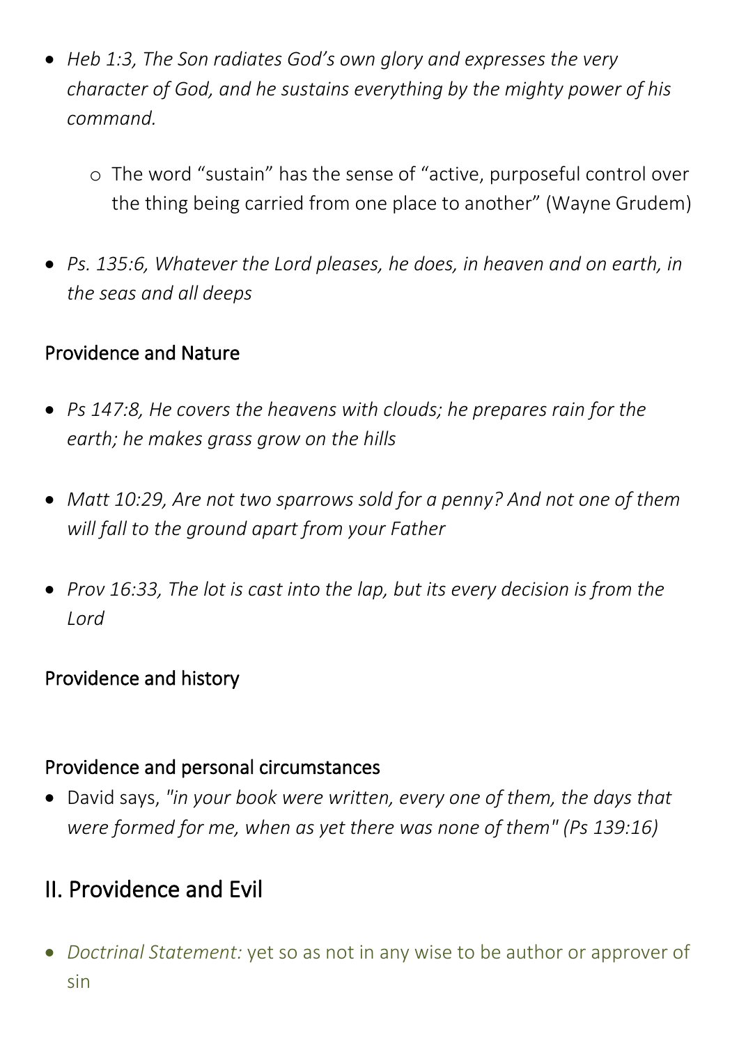- *Heb 1:3, The Son radiates God's own glory and expresses the very character of God, and he sustains everything by the mighty power of his command.*
    - The word "sustain" has the sense of "active, purposeful control over the thing being carried from one place to another" (Wayne Grudem)
- *Ps. 135:6, Whatever the Lord pleases, he does, in heaven and on earth, in the seas and all deeps*

### Providence and Nature

- *Ps 147:8, He covers the heavens with clouds; he prepares rain for the earth; he makes grass grow on the hills*
- *Matt 10:29, Are not two sparrows sold for a penny? And not one of them will fall to the ground apart from your Father*
- *Prov 16:33, The lot is cast into the lap, but its every decision is from the Lord*

### Providence and history

### Providence and personal circumstances

- David says, *"in your book were written, every one of them, the days that were formed for me, when as yet there was none of them" (Ps 139:16)*

## II. Providence and Evil

- *Doctrinal Statement:* yet so as not in any wise to be author or approver of sin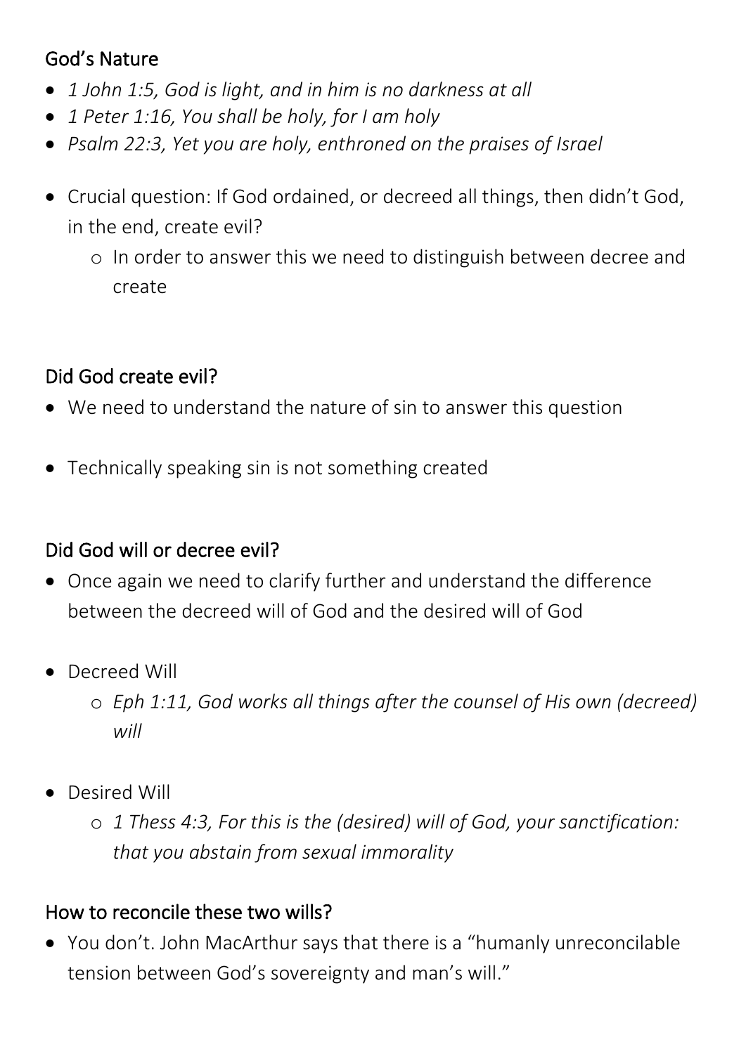## God's Nature

- *1 John 1:5, God is light, and in him is no darkness at all*
- *1 Peter 1:16, You shall be holy, for I am holy*
- *Psalm 22:3, Yet you are holy, enthroned on the praises of Israel*

- Crucial question: If God ordained, or decreed all things, then didn't God, in the end, create evil?
    - In order to answer this we need to distinguish between decree and create

## Did God create evil?

- We need to understand the nature of sin to answer this question

- Technically speaking sin is not something created

## Did God will or decree evil?

- Once again we need to clarify further and understand the difference between the decreed will of God and the desired will of God

- Decreed Will
    - *Eph 1:11, God works all things after the counsel of His own (decreed) will*

- Desired Will
    - *1 Thess 4:3, For this is the (desired) will of God, your sanctification: that you abstain from sexual immorality*

## How to reconcile these two wills?

- You don't. John MacArthur says that there is a "humanly unreconcilable tension between God's sovereignty and man's will."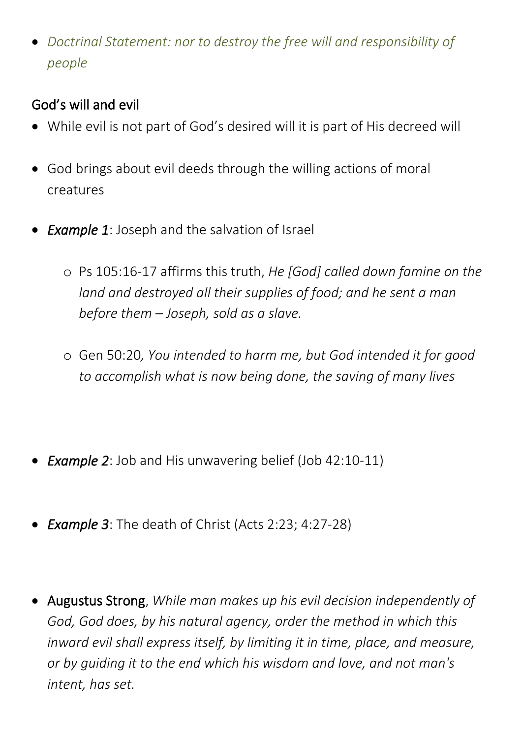- *Doctrinal Statement: nor to destroy the free will and responsibility of people*

## God's will and evil

- While evil is not part of God's desired will it is part of His decreed will

- God brings about evil deeds through the willing actions of moral creatures

- ***Example 1***: Joseph and the salvation of Israel

    - Ps 105:16-17 affirms this truth, *He [God] called down famine on the land and destroyed all their supplies of food; and he sent a man before them – Joseph, sold as a slave.*

    - Gen 50:20*, You intended to harm me, but God intended it for good to accomplish what is now being done, the saving of many lives*

- ***Example 2***: Job and His unwavering belief (Job 42:10-11)

- ***Example 3***: The death of Christ (Acts 2:23; 4:27-28)

- **Augustus Strong**, *While man makes up his evil decision independently of God, God does, by his natural agency, order the method in which this inward evil shall express itself, by limiting it in time, place, and measure, or by guiding it to the end which his wisdom and love, and not man's intent, has set.*